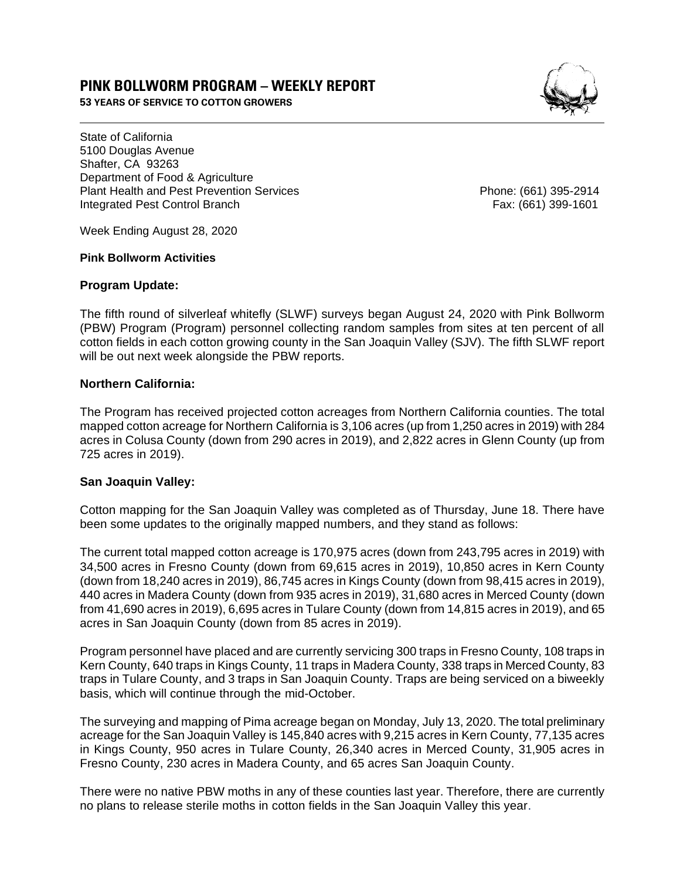# PINK BOLLWORM PROGRAM – WEEKLY REPORT

**53 YEARS OF SERVICE TO COTTON GROWERS**

State of California
5100 Douglas Avenue
Shafter, CA 93263
Department of Food & Agriculture
Plant Health and Pest Prevention Services
Integrated Pest Control Branch

Phone: (661) 395-2914
Fax: (661) 399-1601

Week Ending August 28, 2020

**Pink Bollworm Activities**

**Program Update:**

The fifth round of silverleaf whitefly (SLWF) surveys began August 24, 2020 with Pink Bollworm (PBW) Program (Program) personnel collecting random samples from sites at ten percent of all cotton fields in each cotton growing county in the San Joaquin Valley (SJV). The fifth SLWF report will be out next week alongside the PBW reports.

**Northern California:**

The Program has received projected cotton acreages from Northern California counties. The total mapped cotton acreage for Northern California is 3,106 acres (up from 1,250 acres in 2019) with 284 acres in Colusa County (down from 290 acres in 2019), and 2,822 acres in Glenn County (up from 725 acres in 2019).

**San Joaquin Valley:**

Cotton mapping for the San Joaquin Valley was completed as of Thursday, June 18. There have been some updates to the originally mapped numbers, and they stand as follows:

The current total mapped cotton acreage is 170,975 acres (down from 243,795 acres in 2019) with 34,500 acres in Fresno County (down from 69,615 acres in 2019), 10,850 acres in Kern County (down from 18,240 acres in 2019), 86,745 acres in Kings County (down from 98,415 acres in 2019), 440 acres in Madera County (down from 935 acres in 2019), 31,680 acres in Merced County (down from 41,690 acres in 2019), 6,695 acres in Tulare County (down from 14,815 acres in 2019), and 65 acres in San Joaquin County (down from 85 acres in 2019).

Program personnel have placed and are currently servicing 300 traps in Fresno County, 108 traps in Kern County, 640 traps in Kings County, 11 traps in Madera County, 338 traps in Merced County, 83 traps in Tulare County, and 3 traps in San Joaquin County. Traps are being serviced on a biweekly basis, which will continue through the mid-October.

The surveying and mapping of Pima acreage began on Monday, July 13, 2020. The total preliminary acreage for the San Joaquin Valley is 145,840 acres with 9,215 acres in Kern County, 77,135 acres in Kings County, 950 acres in Tulare County, 26,340 acres in Merced County, 31,905 acres in Fresno County, 230 acres in Madera County, and 65 acres San Joaquin County.

There were no native PBW moths in any of these counties last year. Therefore, there are currently no plans to release sterile moths in cotton fields in the San Joaquin Valley this year.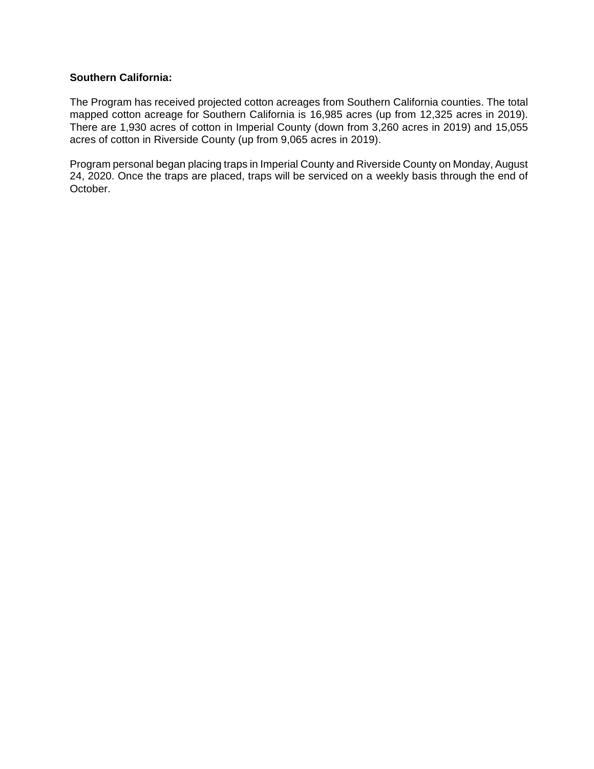**Southern California:**

The Program has received projected cotton acreages from Southern California counties. The total mapped cotton acreage for Southern California is 16,985 acres (up from 12,325 acres in 2019). There are 1,930 acres of cotton in Imperial County (down from 3,260 acres in 2019) and 15,055 acres of cotton in Riverside County (up from 9,065 acres in 2019).

Program personal began placing traps in Imperial County and Riverside County on Monday, August 24, 2020. Once the traps are placed, traps will be serviced on a weekly basis through the end of October.